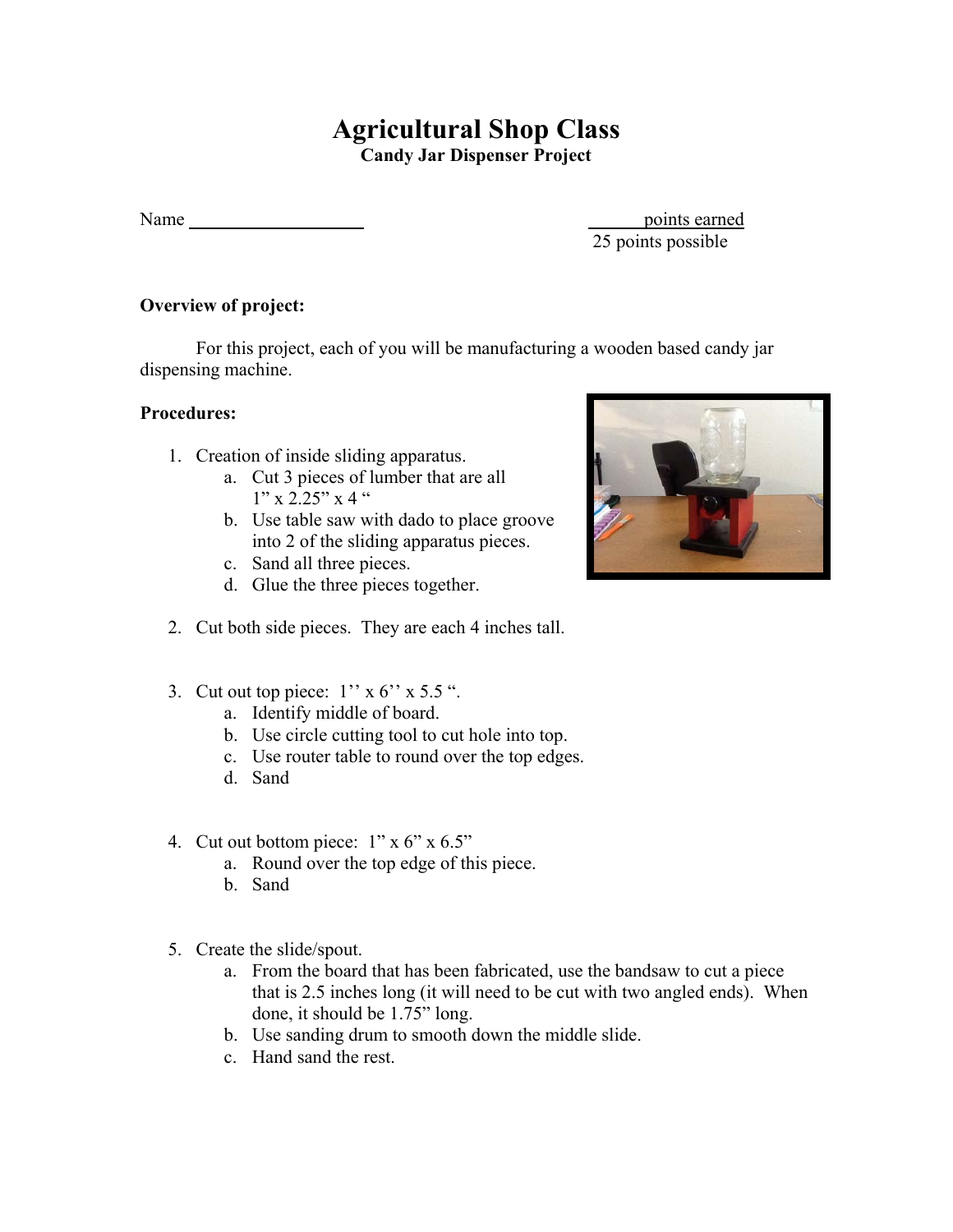# Agricultural Shop Class

**Candy Jar Dispenser Project**

Name ____________________ ______ points earned
25 points possible

**Overview of project:**

For this project, each of you will be manufacturing a wooden based candy jar dispensing machine.

**Procedures:**

1. Creation of inside sliding apparatus.
   a. Cut 3 pieces of lumber that are all 1" x 2.25" x 4 "
   b. Use table saw with dado to place groove into 2 of the sliding apparatus pieces.
   c. Sand all three pieces.
   d. Glue the three pieces together.

2. Cut both side pieces. They are each 4 inches tall.

3. Cut out top piece: 1'' x 6'' x 5.5 ".
   a. Identify middle of board.
   b. Use circle cutting tool to cut hole into top.
   c. Use router table to round over the top edges.
   d. Sand

4. Cut out bottom piece: 1" x 6" x 6.5"
   a. Round over the top edge of this piece.
   b. Sand

5. Create the slide/spout.
   a. From the board that has been fabricated, use the bandsaw to cut a piece that is 2.5 inches long (it will need to be cut with two angled ends). When done, it should be 1.75" long.
   b. Use sanding drum to smooth down the middle slide.
   c. Hand sand the rest.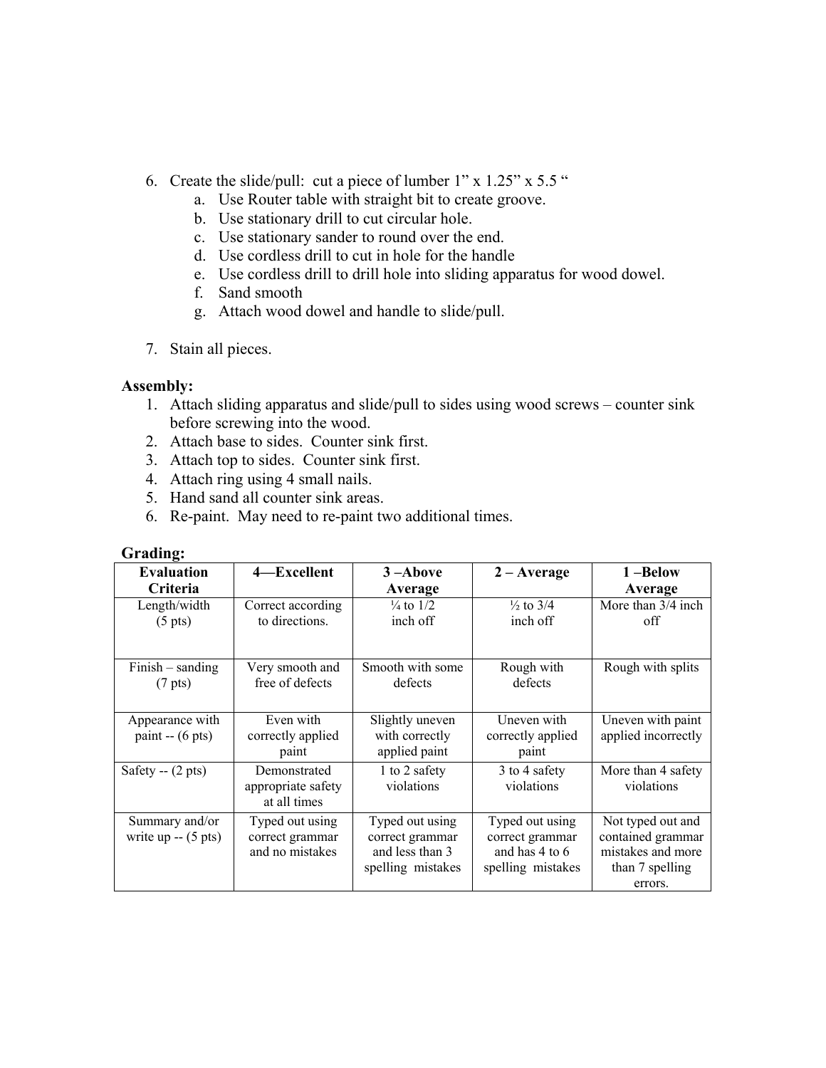6. Create the slide/pull: cut a piece of lumber 1" x 1.25" x 5.5 "
   a. Use Router table with straight bit to create groove.
   b. Use stationary drill to cut circular hole.
   c. Use stationary sander to round over the end.
   d. Use cordless drill to cut in hole for the handle
   e. Use cordless drill to drill hole into sliding apparatus for wood dowel.
   f. Sand smooth
   g. Attach wood dowel and handle to slide/pull.

7. Stain all pieces.

**Assembly:**

1. Attach sliding apparatus and slide/pull to sides using wood screws – counter sink before screwing into the wood.
2. Attach base to sides. Counter sink first.
3. Attach top to sides. Counter sink first.
4. Attach ring using 4 small nails.
5. Hand sand all counter sink areas.
6. Re-paint. May need to re-paint two additional times.

**Grading:**

| **Evaluation Criteria** | **4—Excellent** | **3 –Above Average** | **2 – Average** | **1 –Below Average** |
|---|---|---|---|---|
| Length/width (5 pts) | Correct according to directions. | ¼ to 1/2 inch off | ½ to 3/4 inch off | More than 3/4 inch off |
| Finish – sanding (7 pts) | Very smooth and free of defects | Smooth with some defects | Rough with defects | Rough with splits |
| Appearance with paint -- (6 pts) | Even with correctly applied paint | Slightly uneven with correctly applied paint | Uneven with correctly applied paint | Uneven with paint applied incorrectly |
| Safety -- (2 pts) | Demonstrated appropriate safety at all times | 1 to 2 safety violations | 3 to 4 safety violations | More than 4 safety violations |
| Summary and/or write up -- (5 pts) | Typed out using correct grammar and no mistakes | Typed out using correct grammar and less than 3 spelling mistakes | Typed out using correct grammar and has 4 to 6 spelling mistakes | Not typed out and contained grammar mistakes and more than 7 spelling errors. |